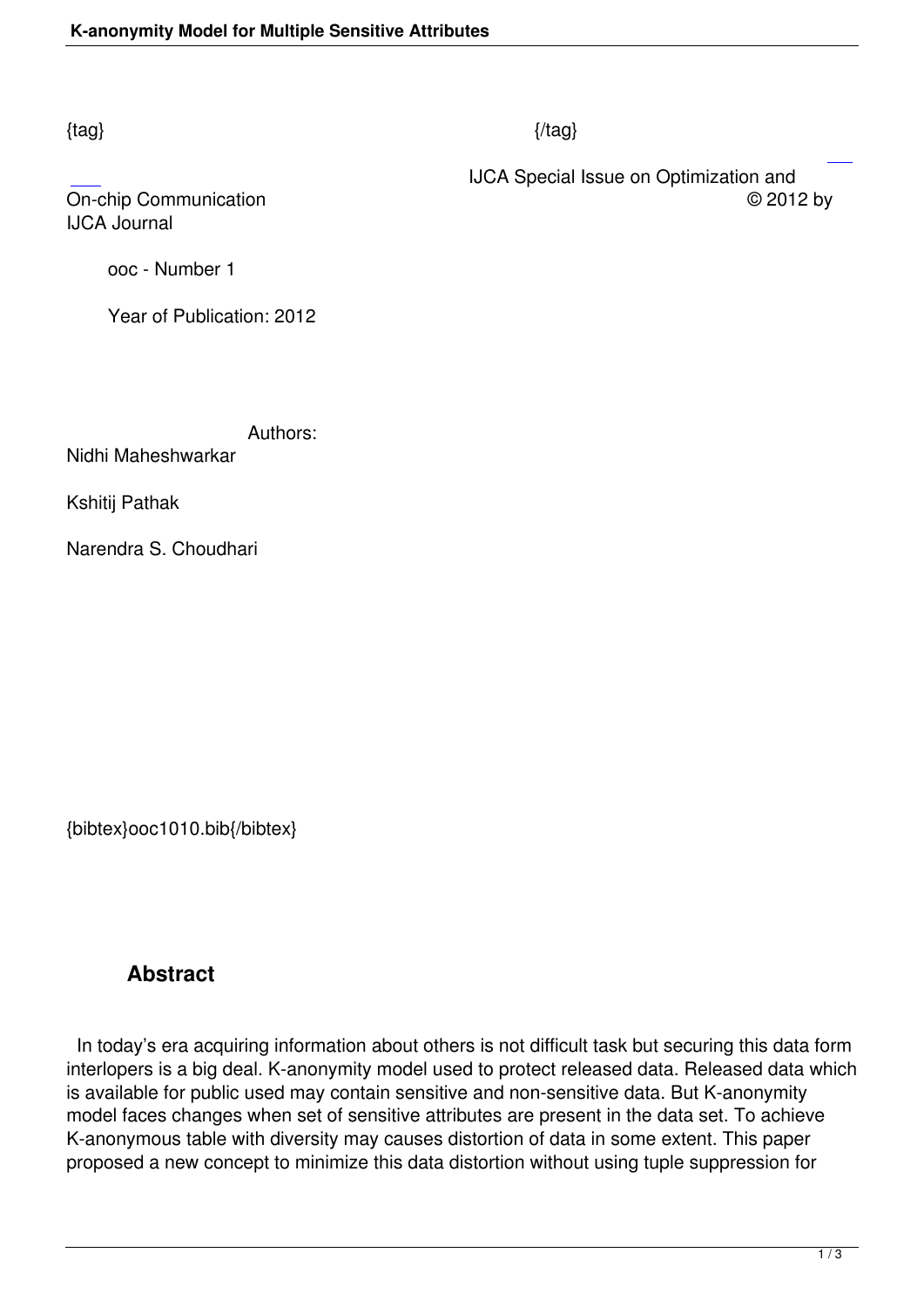{tag} {/tag}

IJCA Special Issue on Optimization and On-chip Communication © 2012 by IJCA Journal

ooc - Number 1

Year of Publication: 2012

Authors:

Nidhi Maheshwarkar

Kshitij Pathak

Narendra S. Choudhari

{bibtex}ooc1010.bib{/bibtex}

## Abstract

In today's era acquiring information about others is not difficult task but securing this data form interlopers is a big deal. K-anonymity model used to protect released data. Released data which is available for public used may contain sensitive and non-sensitive data. But K-anonymity model faces changes when set of sensitive attributes are present in the data set. To achieve K-anonymous table with diversity may causes distortion of data in some extent. This paper proposed a new concept to minimize this data distortion without using tuple suppression for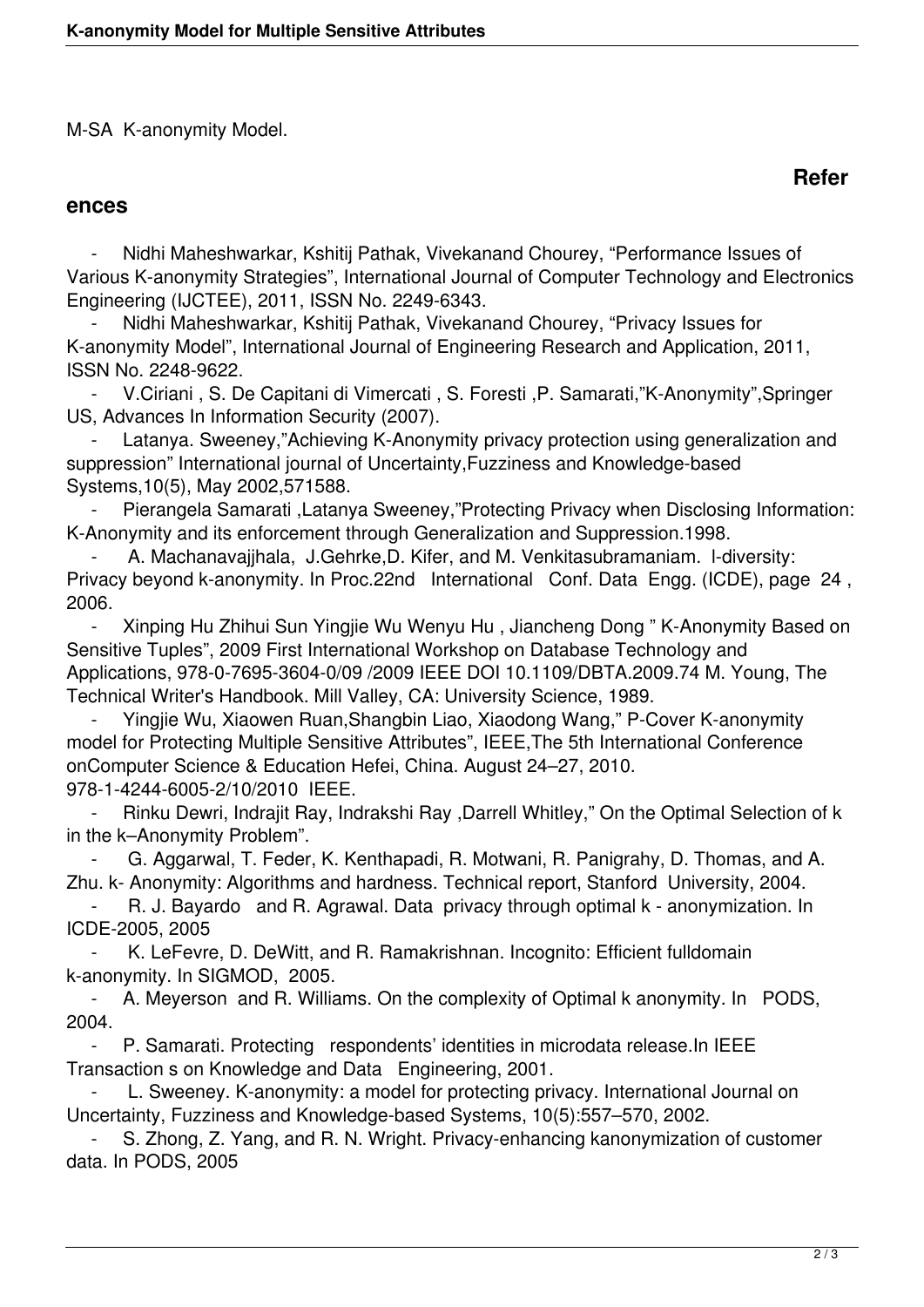M-SA K-anonymity Model.

## References

- Nidhi Maheshwarkar, Kshitij Pathak, Vivekanand Chourey, “Performance Issues of Various K-anonymity Strategies”, International Journal of Computer Technology and Electronics Engineering (IJCTEE), 2011, ISSN No. 2249-6343.
- Nidhi Maheshwarkar, Kshitij Pathak, Vivekanand Chourey, “Privacy Issues for K-anonymity Model”, International Journal of Engineering Research and Application, 2011, ISSN No. 2248-9622.
- V.Ciriani , S. De Capitani di Vimercati , S. Foresti ,P. Samarati,”K-Anonymity”,Springer US, Advances In Information Security (2007).
- Latanya. Sweeney,”Achieving K-Anonymity privacy protection using generalization and suppression” International journal of Uncertainty,Fuzziness and Knowledge-based Systems,10(5), May 2002,571588.
- Pierangela Samarati ,Latanya Sweeney,”Protecting Privacy when Disclosing Information: K-Anonymity and its enforcement through Generalization and Suppression.1998.
- A. Machanavajjhala, J.Gehrke,D. Kifer, and M. Venkitasubramaniam. l-diversity: Privacy beyond k-anonymity. In Proc.22nd International Conf. Data Engg. (ICDE), page 24 , 2006.
- Xinping Hu Zhihui Sun Yingjie Wu Wenyu Hu , Jiancheng Dong ” K-Anonymity Based on Sensitive Tuples”, 2009 First International Workshop on Database Technology and Applications, 978-0-7695-3604-0/09 /2009 IEEE DOI 10.1109/DBTA.2009.74 M. Young, The Technical Writer's Handbook. Mill Valley, CA: University Science, 1989.
- Yingjie Wu, Xiaowen Ruan,Shangbin Liao, Xiaodong Wang,” P-Cover K-anonymity model for Protecting Multiple Sensitive Attributes”, IEEE,The 5th International Conference onComputer Science & Education Hefei, China. August 24–27, 2010. 978-1-4244-6005-2/10/2010 IEEE.
- Rinku Dewri, Indrajit Ray, Indrakshi Ray ,Darrell Whitley,” On the Optimal Selection of k in the k–Anonymity Problem”.
- G. Aggarwal, T. Feder, K. Kenthapadi, R. Motwani, R. Panigrahy, D. Thomas, and A. Zhu. k- Anonymity: Algorithms and hardness. Technical report, Stanford University, 2004.
- R. J. Bayardo and R. Agrawal. Data privacy through optimal k - anonymization. In ICDE-2005, 2005
- K. LeFevre, D. DeWitt, and R. Ramakrishnan. Incognito: Efficient fulldomain k-anonymity. In SIGMOD, 2005.
- A. Meyerson and R. Williams. On the complexity of Optimal k anonymity. In PODS, 2004.
- P. Samarati. Protecting respondents' identities in microdata release.In IEEE Transaction s on Knowledge and Data Engineering, 2001.
- L. Sweeney. K-anonymity: a model for protecting privacy. International Journal on Uncertainty, Fuzziness and Knowledge-based Systems, 10(5):557–570, 2002.
- S. Zhong, Z. Yang, and R. N. Wright. Privacy-enhancing kanonymization of customer data. In PODS, 2005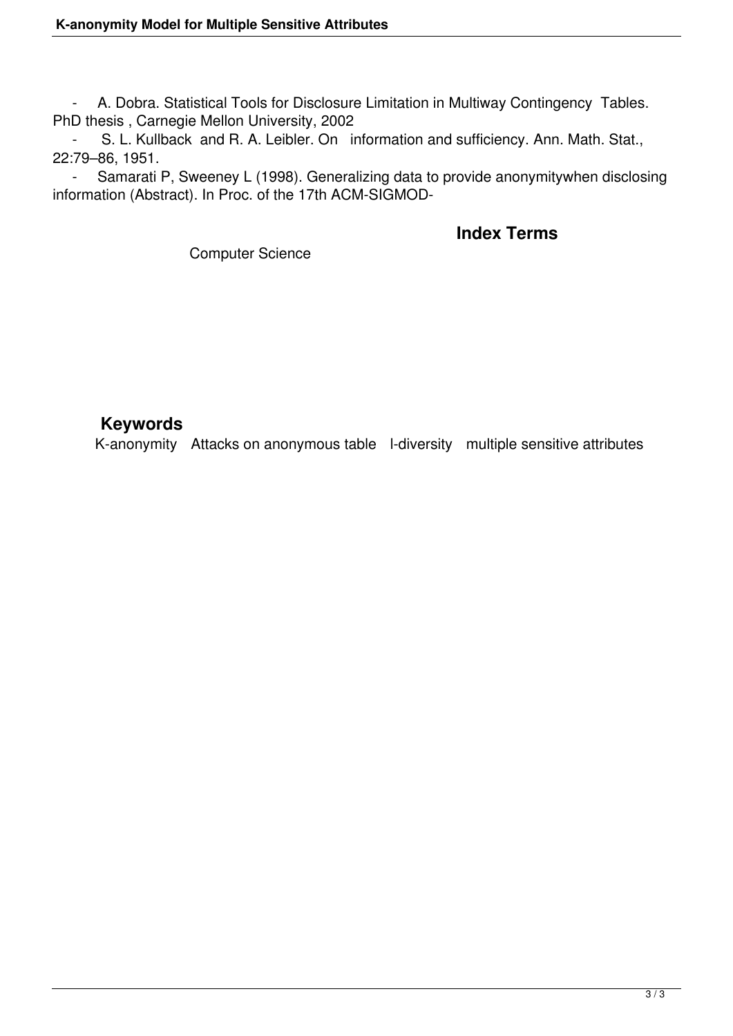- A. Dobra. Statistical Tools for Disclosure Limitation in Multiway Contingency Tables. PhD thesis , Carnegie Mellon University, 2002
- S. L. Kullback and R. A. Leibler. On information and sufficiency. Ann. Math. Stat., 22:79–86, 1951.
- Samarati P, Sweeney L (1998). Generalizing data to provide anonymitywhen disclosing information (Abstract). In Proc. of the 17th ACM-SIGMOD-

## Index Terms

Computer Science

## Keywords

K-anonymity Attacks on anonymous table l-diversity multiple sensitive attributes